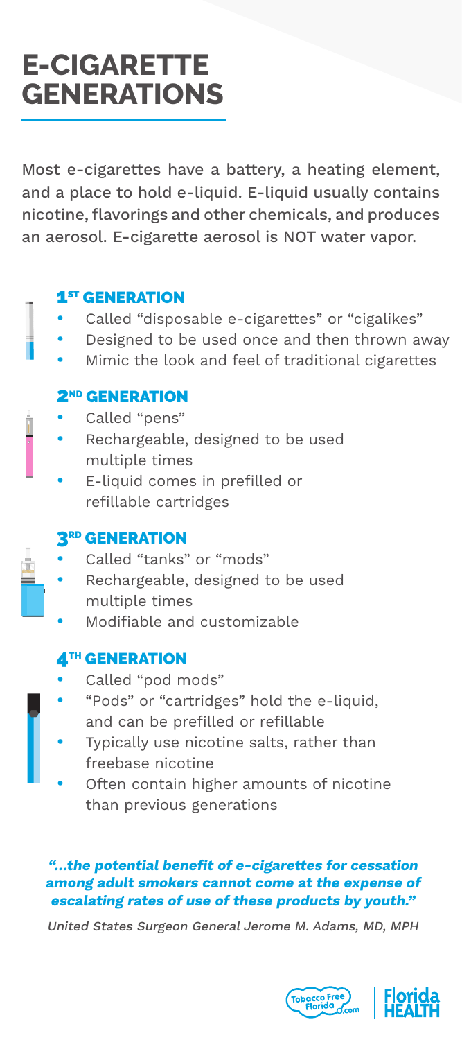# E-CIGARETTE GENERATIONS

Most e-cigarettes have a battery, a heating element, and a place to hold e-liquid. E-liquid usually contains nicotine, flavorings and other chemicals, and produces an aerosol. E-cigarette aerosol is NOT water vapor.

## 1ST GENERATION

- Called "disposable e-cigarettes" or "cigalikes"
- Designed to be used once and then thrown away
- Mimic the look and feel of traditional cigarettes

## 2ND GENERATION

- Called "pens"
- Rechargeable, designed to be used multiple times
- E-liquid comes in prefilled or refillable cartridges

## 3RD GENERATION

- Called "tanks" or "mods"
- Rechargeable, designed to be used multiple times
- Modifiable and customizable

## 4TH GENERATION

- Called "pod mods"
- "Pods" or "cartridges" hold the e-liquid, and can be prefilled or refillable
- Typically use nicotine salts, rather than freebase nicotine
- Often contain higher amounts of nicotine than previous generations

***"...the potential benefit of e-cigarettes for cessation among adult smokers cannot come at the expense of escalating rates of use of these products by youth."***

*United States Surgeon General Jerome M. Adams, MD, MPH*

Tobacco Free Florida.com | Florida HEALTH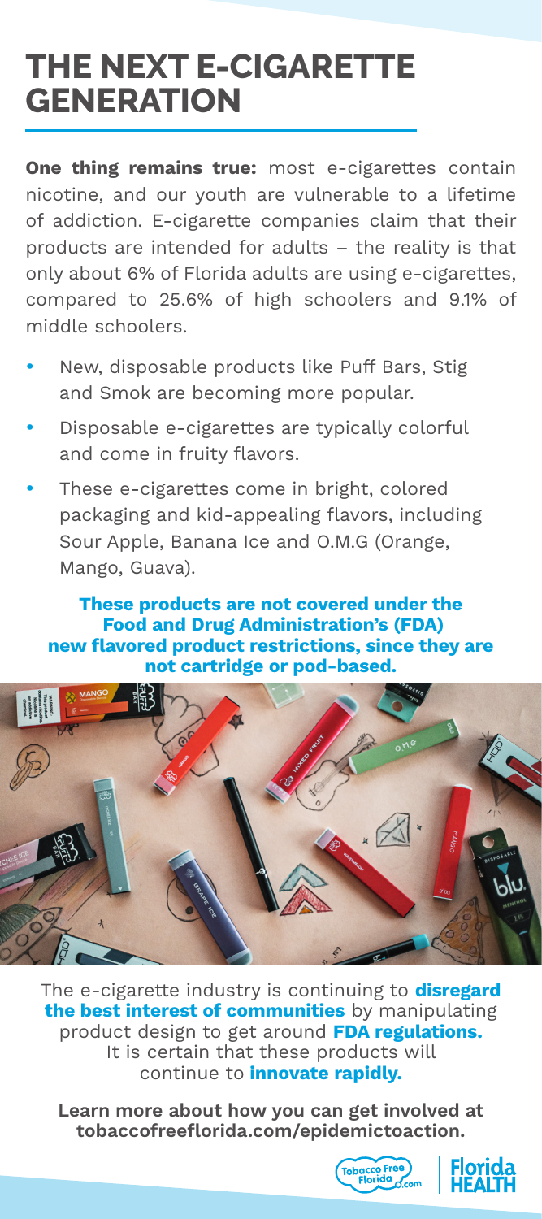# THE NEXT E-CIGARETTE GENERATION

**One thing remains true:** most e-cigarettes contain nicotine, and our youth are vulnerable to a lifetime of addiction. E-cigarette companies claim that their products are intended for adults – the reality is that only about 6% of Florida adults are using e-cigarettes, compared to 25.6% of high schoolers and 9.1% of middle schoolers.

- New, disposable products like Puff Bars, Stig and Smok are becoming more popular.
- Disposable e-cigarettes are typically colorful and come in fruity flavors.
- These e-cigarettes come in bright, colored packaging and kid-appealing flavors, including Sour Apple, Banana Ice and O.M.G (Orange, Mango, Guava).

**These products are not covered under the Food and Drug Administration's (FDA) new flavored product restrictions, since they are not cartridge or pod-based.**

The e-cigarette industry is continuing to **disregard the best interest of communities** by manipulating product design to get around **FDA regulations.** It is certain that these products will continue to **innovate rapidly.**

**Learn more about how you can get involved at tobaccofreeflorida.com/epidemictoaction.**